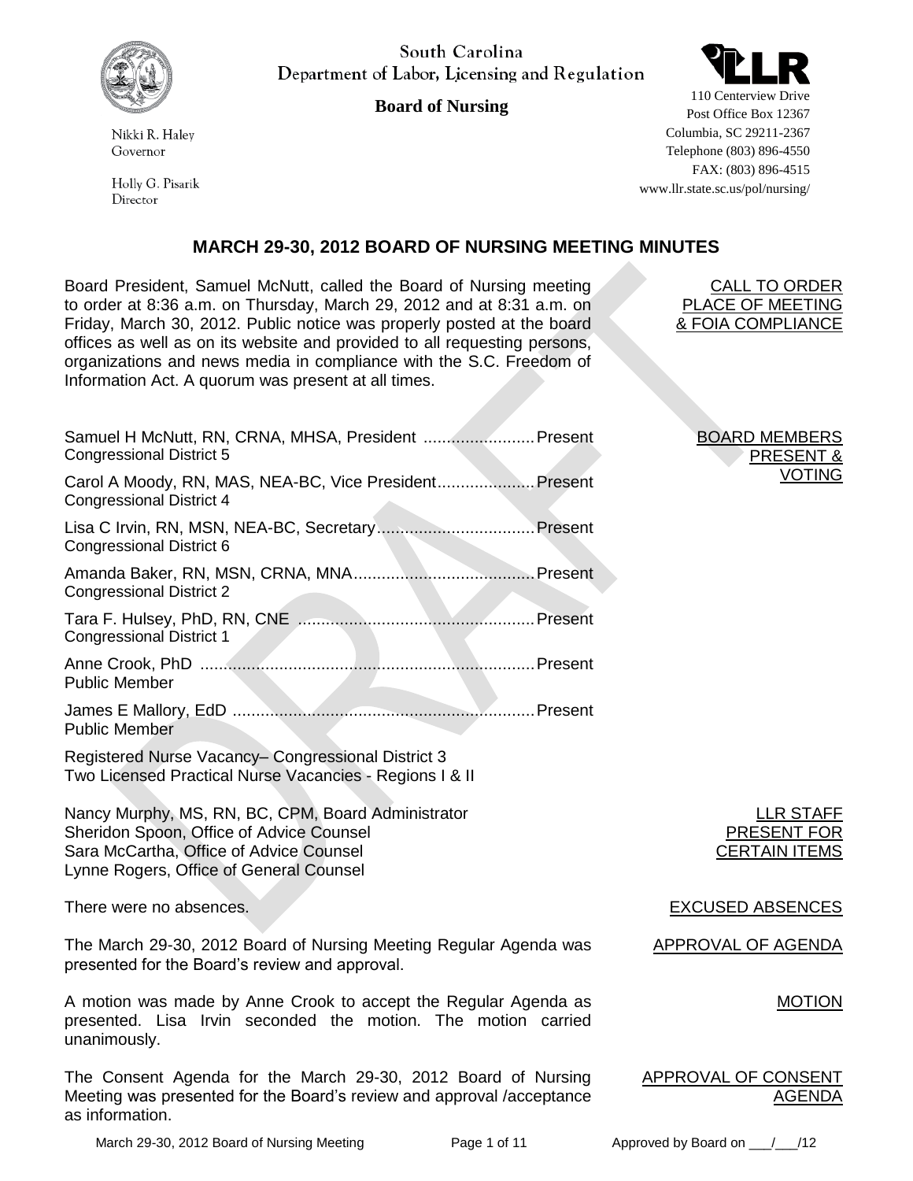South Carolina
Department of Labor, Licensing and Regulation

**Board of Nursing**

Nikki R. Haley
Governor

Holly G. Pisarik
Director

110 Centerview Drive
Post Office Box 12367
Columbia, SC 29211-2367
Telephone (803) 896-4550
FAX: (803) 896-4515
www.llr.state.sc.us/pol/nursing/

# MARCH 29-30, 2012 BOARD OF NURSING MEETING MINUTES

**CALL TO ORDER PLACE OF MEETING & FOIA COMPLIANCE**

Board President, Samuel McNutt, called the Board of Nursing meeting to order at 8:36 a.m. on Thursday, March 29, 2012 and at 8:31 a.m. on Friday, March 30, 2012. Public notice was properly posted at the board offices as well as on its website and provided to all requesting persons, organizations and news media in compliance with the S.C. Freedom of Information Act. A quorum was present at all times.

**BOARD MEMBERS PRESENT & VOTING**

Samuel H McNutt, RN, CRNA, MHSA, President ........................ Present
Congressional District 5

Carol A Moody, RN, MAS, NEA-BC, Vice President .................... Present
Congressional District 4

Lisa C Irvin, RN, MSN, NEA-BC, Secretary ................................ Present
Congressional District 6

Amanda Baker, RN, MSN, CRNA, MNA ...................................... Present
Congressional District 2

Tara F. Hulsey, PhD, RN, CNE ................................................. Present
Congressional District 1

Anne Crook, PhD ...................................................................... Present
Public Member

James E Mallory, EdD ............................................................... Present
Public Member

Registered Nurse Vacancy– Congressional District 3
Two Licensed Practical Nurse Vacancies - Regions I & II

**LLR STAFF PRESENT FOR CERTAIN ITEMS**

Nancy Murphy, MS, RN, BC, CPM, Board Administrator
Sheridon Spoon, Office of Advice Counsel
Sara McCartha, Office of Advice Counsel
Lynne Rogers, Office of General Counsel

**EXCUSED ABSENCES**

There were no absences.

**APPROVAL OF AGENDA**

The March 29-30, 2012 Board of Nursing Meeting Regular Agenda was presented for the Board's review and approval.

**MOTION**

A motion was made by Anne Crook to accept the Regular Agenda as presented. Lisa Irvin seconded the motion. The motion carried unanimously.

**APPROVAL OF CONSENT AGENDA**

The Consent Agenda for the March 29-30, 2012 Board of Nursing Meeting was presented for the Board's review and approval /acceptance as information.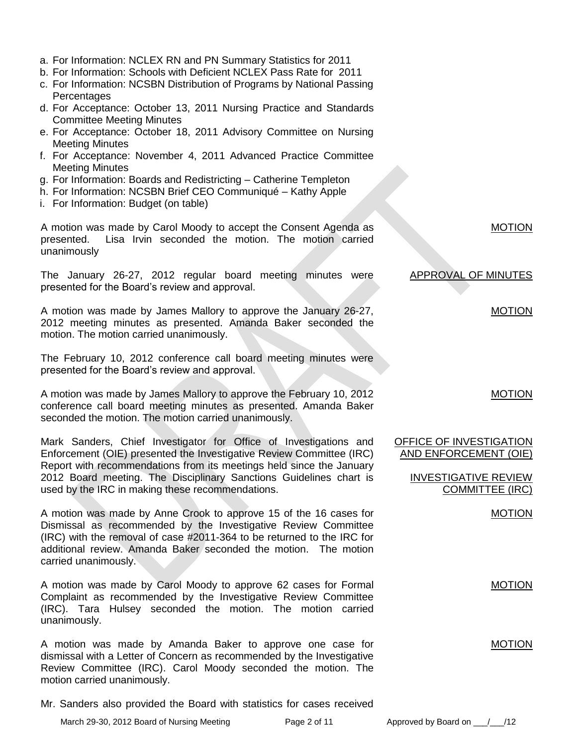a. For Information: NCLEX RN and PN Summary Statistics for 2011
b. For Information: Schools with Deficient NCLEX Pass Rate for 2011
c. For Information: NCSBN Distribution of Programs by National Passing Percentages
d. For Acceptance: October 13, 2011 Nursing Practice and Standards Committee Meeting Minutes
e. For Acceptance: October 18, 2011 Advisory Committee on Nursing Meeting Minutes
f. For Acceptance: November 4, 2011 Advanced Practice Committee Meeting Minutes
g. For Information: Boards and Redistricting – Catherine Templeton
h. For Information: NCSBN Brief CEO Communiqué – Kathy Apple
i. For Information: Budget (on table)

**MOTION**

A motion was made by Carol Moody to accept the Consent Agenda as presented. Lisa Irvin seconded the motion. The motion carried unanimously

**APPROVAL OF MINUTES**

The January 26-27, 2012 regular board meeting minutes were presented for the Board's review and approval.

**MOTION**

A motion was made by James Mallory to approve the January 26-27, 2012 meeting minutes as presented. Amanda Baker seconded the motion. The motion carried unanimously.

The February 10, 2012 conference call board meeting minutes were presented for the Board's review and approval.

**MOTION**

A motion was made by James Mallory to approve the February 10, 2012 conference call board meeting minutes as presented. Amanda Baker seconded the motion. The motion carried unanimously.

**OFFICE OF INVESTIGATION AND ENFORCEMENT (OIE)**

**INVESTIGATIVE REVIEW COMMITTEE (IRC)**

Mark Sanders, Chief Investigator for Office of Investigations and Enforcement (OIE) presented the Investigative Review Committee (IRC) Report with recommendations from its meetings held since the January 2012 Board meeting. The Disciplinary Sanctions Guidelines chart is used by the IRC in making these recommendations.

**MOTION**

A motion was made by Anne Crook to approve 15 of the 16 cases for Dismissal as recommended by the Investigative Review Committee (IRC) with the removal of case #2011-364 to be returned to the IRC for additional review. Amanda Baker seconded the motion. The motion carried unanimously.

**MOTION**

A motion was made by Carol Moody to approve 62 cases for Formal Complaint as recommended by the Investigative Review Committee (IRC). Tara Hulsey seconded the motion. The motion carried unanimously.

**MOTION**

A motion was made by Amanda Baker to approve one case for dismissal with a Letter of Concern as recommended by the Investigative Review Committee (IRC). Carol Moody seconded the motion. The motion carried unanimously.

Mr. Sanders also provided the Board with statistics for cases received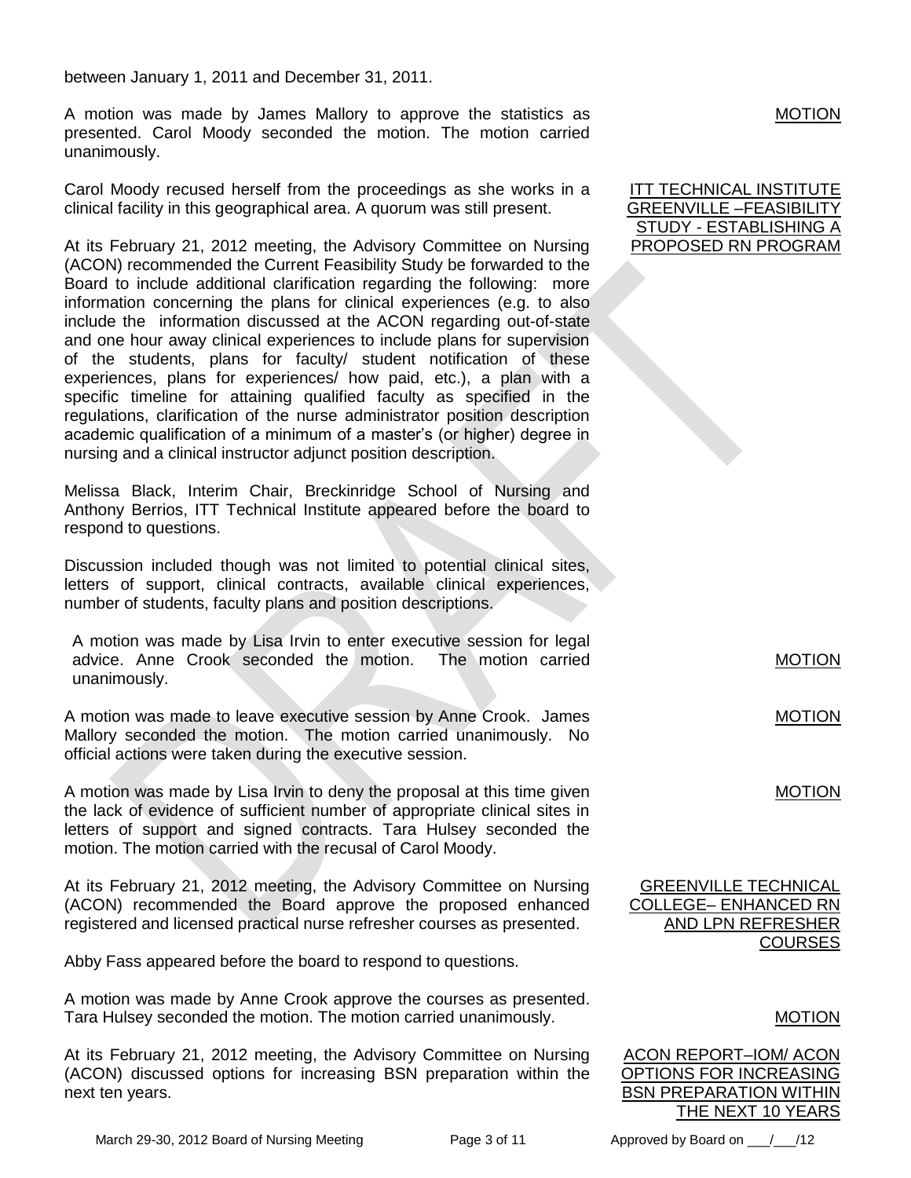between January 1, 2011 and December 31, 2011.

A motion was made by James Mallory to approve the statistics as presented. Carol Moody seconded the motion. The motion carried unanimously.

**MOTION**

**ITT TECHNICAL INSTITUTE GREENVILLE –FEASIBILITY STUDY - ESTABLISHING A PROPOSED RN PROGRAM**

Carol Moody recused herself from the proceedings as she works in a clinical facility in this geographical area. A quorum was still present.

At its February 21, 2012 meeting, the Advisory Committee on Nursing (ACON) recommended the Current Feasibility Study be forwarded to the Board to include additional clarification regarding the following: more information concerning the plans for clinical experiences (e.g. to also include the information discussed at the ACON regarding out-of-state and one hour away clinical experiences to include plans for supervision of the students, plans for faculty/ student notification of these experiences, plans for experiences/ how paid, etc.), a plan with a specific timeline for attaining qualified faculty as specified in the regulations, clarification of the nurse administrator position description academic qualification of a minimum of a master's (or higher) degree in nursing and a clinical instructor adjunct position description.

Melissa Black, Interim Chair, Breckinridge School of Nursing and Anthony Berrios, ITT Technical Institute appeared before the board to respond to questions.

Discussion included though was not limited to potential clinical sites, letters of support, clinical contracts, available clinical experiences, number of students, faculty plans and position descriptions.

**MOTION**

A motion was made by Lisa Irvin to enter executive session for legal advice. Anne Crook seconded the motion. The motion carried unanimously.

**MOTION**

A motion was made to leave executive session by Anne Crook. James Mallory seconded the motion. The motion carried unanimously. No official actions were taken during the executive session.

**MOTION**

A motion was made by Lisa Irvin to deny the proposal at this time given the lack of evidence of sufficient number of appropriate clinical sites in letters of support and signed contracts. Tara Hulsey seconded the motion. The motion carried with the recusal of Carol Moody.

**GREENVILLE TECHNICAL COLLEGE– ENHANCED RN AND LPN REFRESHER COURSES**

At its February 21, 2012 meeting, the Advisory Committee on Nursing (ACON) recommended the Board approve the proposed enhanced registered and licensed practical nurse refresher courses as presented.

Abby Fass appeared before the board to respond to questions.

**MOTION**

A motion was made by Anne Crook approve the courses as presented. Tara Hulsey seconded the motion. The motion carried unanimously.

**ACON REPORT–IOM/ ACON OPTIONS FOR INCREASING BSN PREPARATION WITHIN THE NEXT 10 YEARS**

At its February 21, 2012 meeting, the Advisory Committee on Nursing (ACON) discussed options for increasing BSN preparation within the next ten years.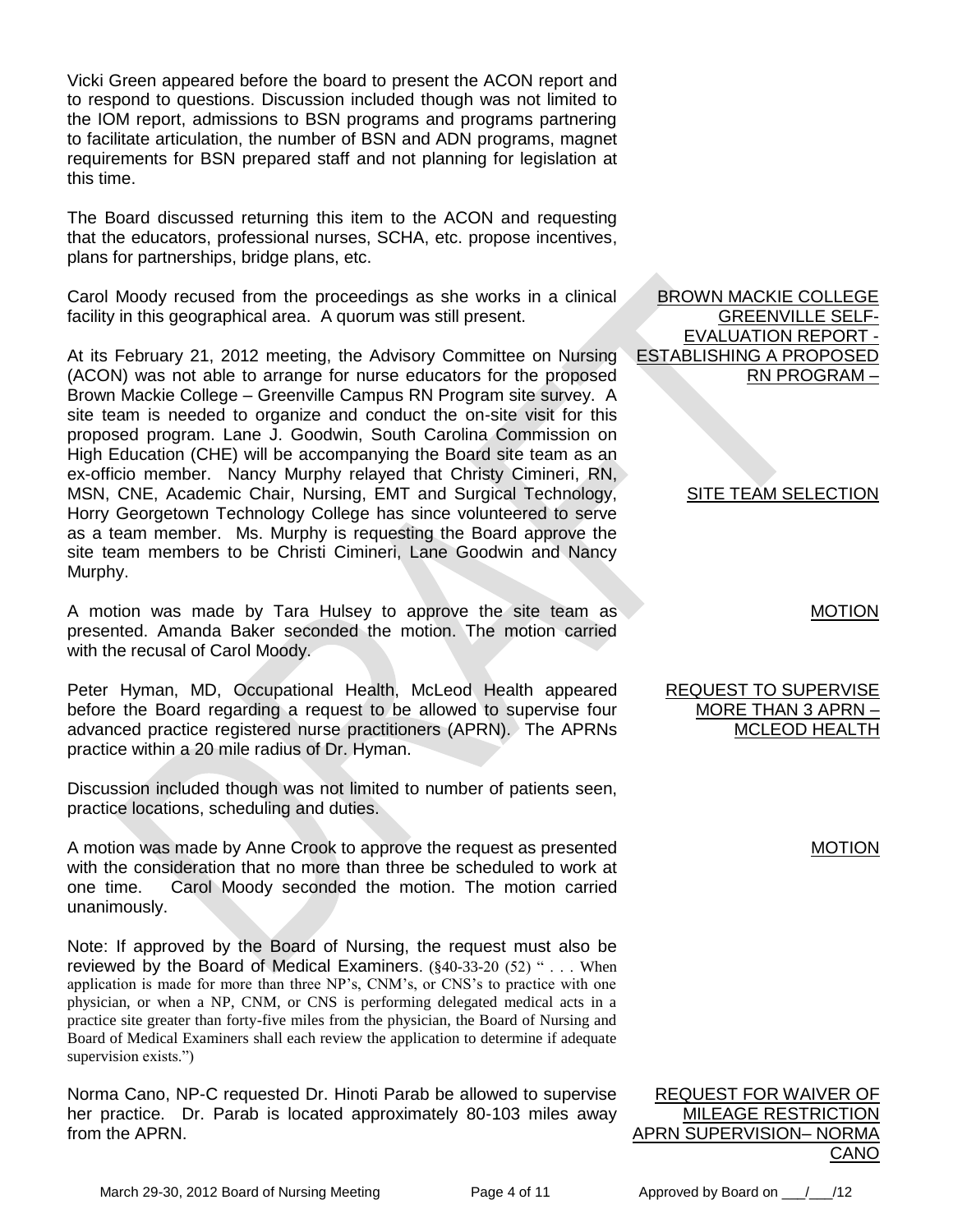Vicki Green appeared before the board to present the ACON report and to respond to questions. Discussion included though was not limited to the IOM report, admissions to BSN programs and programs partnering to facilitate articulation, the number of BSN and ADN programs, magnet requirements for BSN prepared staff and not planning for legislation at this time.

The Board discussed returning this item to the ACON and requesting that the educators, professional nurses, SCHA, etc. propose incentives, plans for partnerships, bridge plans, etc.

**BROWN MACKIE COLLEGE GREENVILLE SELF-EVALUATION REPORT - ESTABLISHING A PROPOSED RN PROGRAM –**

Carol Moody recused from the proceedings as she works in a clinical facility in this geographical area. A quorum was still present.

**SITE TEAM SELECTION**

At its February 21, 2012 meeting, the Advisory Committee on Nursing (ACON) was not able to arrange for nurse educators for the proposed Brown Mackie College – Greenville Campus RN Program site survey. A site team is needed to organize and conduct the on-site visit for this proposed program. Lane J. Goodwin, South Carolina Commission on High Education (CHE) will be accompanying the Board site team as an ex-officio member. Nancy Murphy relayed that Christy Cimineri, RN, MSN, CNE, Academic Chair, Nursing, EMT and Surgical Technology, Horry Georgetown Technology College has since volunteered to serve as a team member. Ms. Murphy is requesting the Board approve the site team members to be Christi Cimineri, Lane Goodwin and Nancy Murphy.

**MOTION**

A motion was made by Tara Hulsey to approve the site team as presented. Amanda Baker seconded the motion. The motion carried with the recusal of Carol Moody.

**REQUEST TO SUPERVISE MORE THAN 3 APRN – MCLEOD HEALTH**

Peter Hyman, MD, Occupational Health, McLeod Health appeared before the Board regarding a request to be allowed to supervise four advanced practice registered nurse practitioners (APRN). The APRNs practice within a 20 mile radius of Dr. Hyman.

Discussion included though was not limited to number of patients seen, practice locations, scheduling and duties.

**MOTION**

A motion was made by Anne Crook to approve the request as presented with the consideration that no more than three be scheduled to work at one time. Carol Moody seconded the motion. The motion carried unanimously.

Note: If approved by the Board of Nursing, the request must also be reviewed by the Board of Medical Examiners. (§40-33-20 (52) " . . . When application is made for more than three NP's, CNM's, or CNS's to practice with one physician, or when a NP, CNM, or CNS is performing delegated medical acts in a practice site greater than forty-five miles from the physician, the Board of Nursing and Board of Medical Examiners shall each review the application to determine if adequate supervision exists.")

**REQUEST FOR WAIVER OF MILEAGE RESTRICTION APRN SUPERVISION– NORMA CANO**

Norma Cano, NP-C requested Dr. Hinoti Parab be allowed to supervise her practice. Dr. Parab is located approximately 80-103 miles away from the APRN.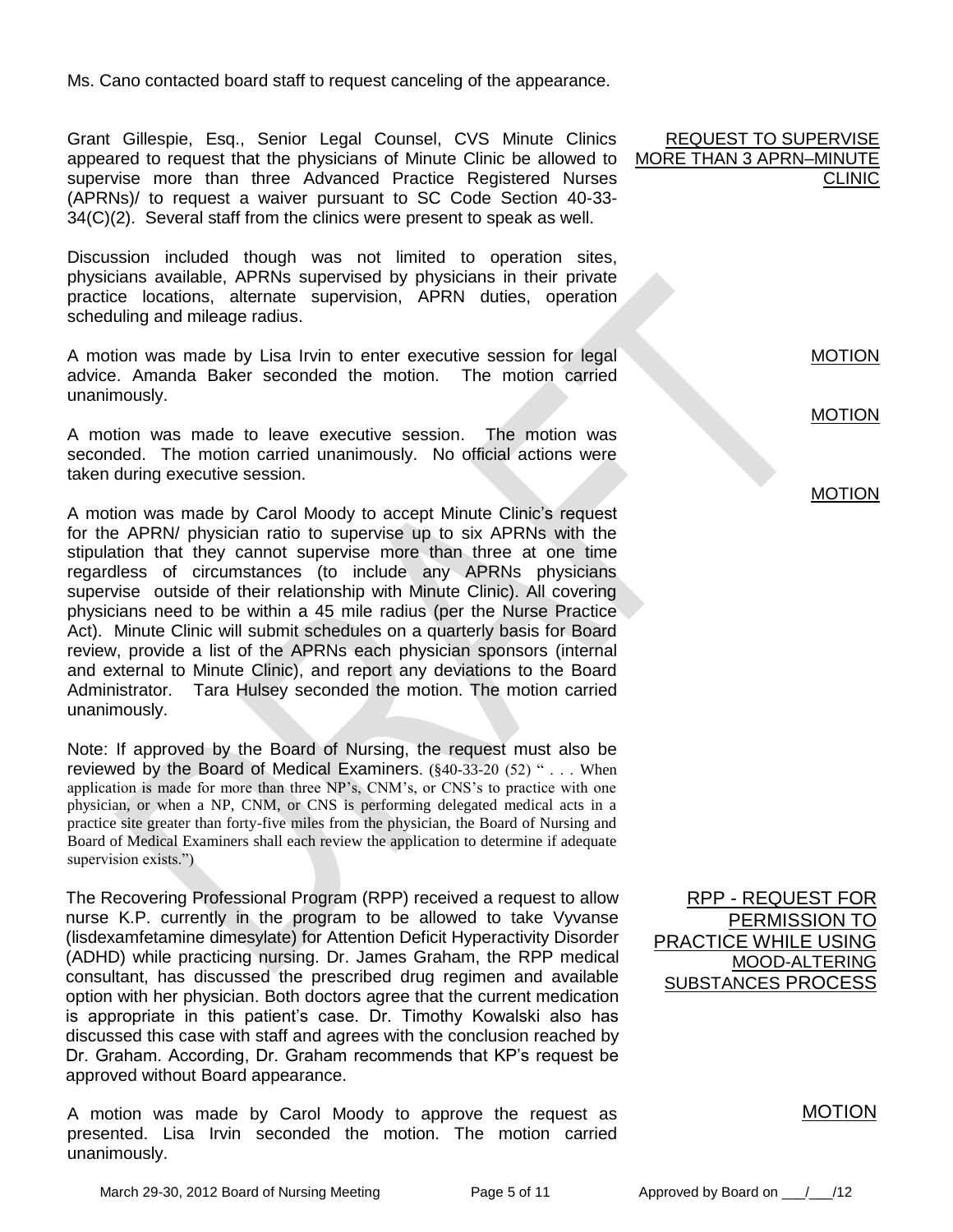Ms. Cano contacted board staff to request canceling of the appearance.

**REQUEST TO SUPERVISE MORE THAN 3 APRN–MINUTE CLINIC**

Grant Gillespie, Esq., Senior Legal Counsel, CVS Minute Clinics appeared to request that the physicians of Minute Clinic be allowed to supervise more than three Advanced Practice Registered Nurses (APRNs)/ to request a waiver pursuant to SC Code Section 40-33-34(C)(2). Several staff from the clinics were present to speak as well.

Discussion included though was not limited to operation sites, physicians available, APRNs supervised by physicians in their private practice locations, alternate supervision, APRN duties, operation scheduling and mileage radius.

**MOTION**

A motion was made by Lisa Irvin to enter executive session for legal advice. Amanda Baker seconded the motion. The motion carried unanimously.

**MOTION**

A motion was made to leave executive session. The motion was seconded. The motion carried unanimously. No official actions were taken during executive session.

**MOTION**

A motion was made by Carol Moody to accept Minute Clinic's request for the APRN/ physician ratio to supervise up to six APRNs with the stipulation that they cannot supervise more than three at one time regardless of circumstances (to include any APRNs physicians supervise outside of their relationship with Minute Clinic). All covering physicians need to be within a 45 mile radius (per the Nurse Practice Act). Minute Clinic will submit schedules on a quarterly basis for Board review, provide a list of the APRNs each physician sponsors (internal and external to Minute Clinic), and report any deviations to the Board Administrator. Tara Hulsey seconded the motion. The motion carried unanimously.

Note: If approved by the Board of Nursing, the request must also be reviewed by the Board of Medical Examiners. (§40-33-20 (52) " . . . When application is made for more than three NP's, CNM's, or CNS's to practice with one physician, or when a NP, CNM, or CNS is performing delegated medical acts in a practice site greater than forty-five miles from the physician, the Board of Nursing and Board of Medical Examiners shall each review the application to determine if adequate supervision exists.")

**RPP - REQUEST FOR PERMISSION TO PRACTICE WHILE USING MOOD-ALTERING SUBSTANCES PROCESS**

The Recovering Professional Program (RPP) received a request to allow nurse K.P. currently in the program to be allowed to take Vyvanse (lisdexamfetamine dimesylate) for Attention Deficit Hyperactivity Disorder (ADHD) while practicing nursing. Dr. James Graham, the RPP medical consultant, has discussed the prescribed drug regimen and available option with her physician. Both doctors agree that the current medication is appropriate in this patient's case. Dr. Timothy Kowalski also has discussed this case with staff and agrees with the conclusion reached by Dr. Graham. According, Dr. Graham recommends that KP's request be approved without Board appearance.

**MOTION**

A motion was made by Carol Moody to approve the request as presented. Lisa Irvin seconded the motion. The motion carried unanimously.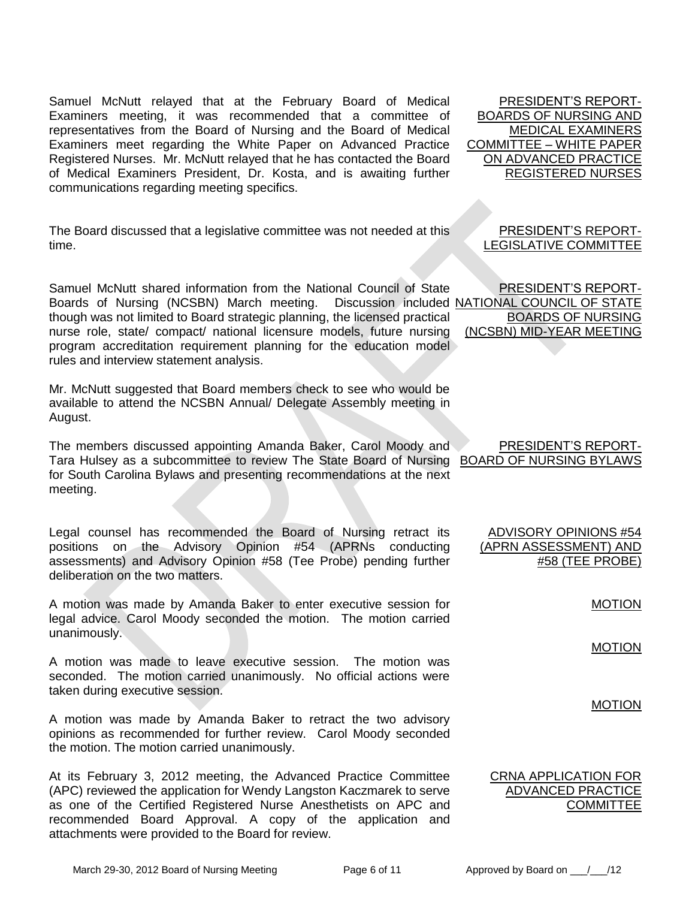**PRESIDENT'S REPORT- BOARDS OF NURSING AND MEDICAL EXAMINERS COMMITTEE – WHITE PAPER ON ADVANCED PRACTICE REGISTERED NURSES**

Samuel McNutt relayed that at the February Board of Medical Examiners meeting, it was recommended that a committee of representatives from the Board of Nursing and the Board of Medical Examiners meet regarding the White Paper on Advanced Practice Registered Nurses. Mr. McNutt relayed that he has contacted the Board of Medical Examiners President, Dr. Kosta, and is awaiting further communications regarding meeting specifics.

**PRESIDENT'S REPORT- LEGISLATIVE COMMITTEE**

The Board discussed that a legislative committee was not needed at this time.

**PRESIDENT'S REPORT- NATIONAL COUNCIL OF STATE BOARDS OF NURSING (NCSBN) MID-YEAR MEETING**

Samuel McNutt shared information from the National Council of State Boards of Nursing (NCSBN) March meeting. Discussion included though was not limited to Board strategic planning, the licensed practical nurse role, state/ compact/ national licensure models, future nursing program accreditation requirement planning for the education model rules and interview statement analysis.

Mr. McNutt suggested that Board members check to see who would be available to attend the NCSBN Annual/ Delegate Assembly meeting in August.

**PRESIDENT'S REPORT- BOARD OF NURSING BYLAWS**

The members discussed appointing Amanda Baker, Carol Moody and Tara Hulsey as a subcommittee to review The State Board of Nursing for South Carolina Bylaws and presenting recommendations at the next meeting.

**ADVISORY OPINIONS #54 (APRN ASSESSMENT) AND #58 (TEE PROBE)**

Legal counsel has recommended the Board of Nursing retract its positions on the Advisory Opinion #54 (APRNs conducting assessments) and Advisory Opinion #58 (Tee Probe) pending further deliberation on the two matters.

**MOTION**

A motion was made by Amanda Baker to enter executive session for legal advice. Carol Moody seconded the motion. The motion carried unanimously.

**MOTION**

A motion was made to leave executive session. The motion was seconded. The motion carried unanimously. No official actions were taken during executive session.

**MOTION**

A motion was made by Amanda Baker to retract the two advisory opinions as recommended for further review. Carol Moody seconded the motion. The motion carried unanimously.

**CRNA APPLICATION FOR ADVANCED PRACTICE COMMITTEE**

At its February 3, 2012 meeting, the Advanced Practice Committee (APC) reviewed the application for Wendy Langston Kaczmarek to serve as one of the Certified Registered Nurse Anesthetists on APC and recommended Board Approval. A copy of the application and attachments were provided to the Board for review.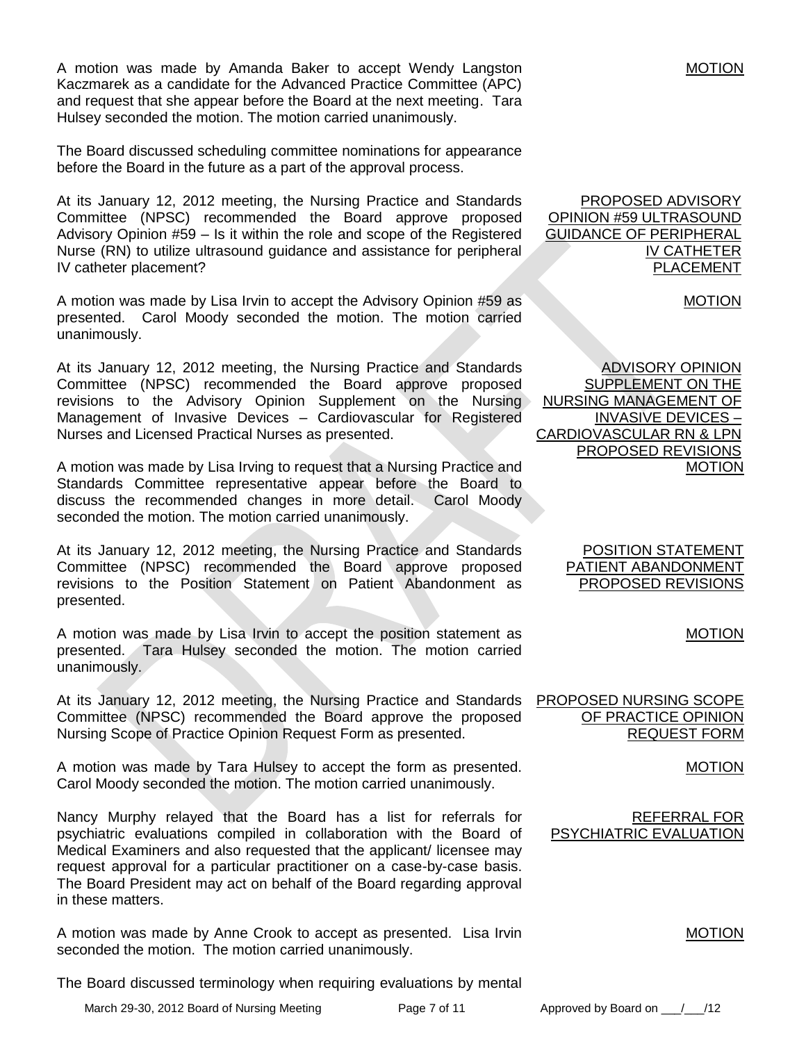A motion was made by Amanda Baker to accept Wendy Langston Kaczmarek as a candidate for the Advanced Practice Committee (APC) and request that she appear before the Board at the next meeting. Tara Hulsey seconded the motion. The motion carried unanimously.

MOTION

The Board discussed scheduling committee nominations for appearance before the Board in the future as a part of the approval process.

PROPOSED ADVISORY OPINION #59 ULTRASOUND GUIDANCE OF PERIPHERAL IV CATHETER PLACEMENT

At its January 12, 2012 meeting, the Nursing Practice and Standards Committee (NPSC) recommended the Board approve proposed Advisory Opinion #59 – Is it within the role and scope of the Registered Nurse (RN) to utilize ultrasound guidance and assistance for peripheral IV catheter placement?

MOTION

A motion was made by Lisa Irvin to accept the Advisory Opinion #59 as presented. Carol Moody seconded the motion. The motion carried unanimously.

ADVISORY OPINION SUPPLEMENT ON THE NURSING MANAGEMENT OF INVASIVE DEVICES – CARDIOVASCULAR RN & LPN PROPOSED REVISIONS

At its January 12, 2012 meeting, the Nursing Practice and Standards Committee (NPSC) recommended the Board approve proposed revisions to the Advisory Opinion Supplement on the Nursing Management of Invasive Devices – Cardiovascular for Registered Nurses and Licensed Practical Nurses as presented.

MOTION

A motion was made by Lisa Irving to request that a Nursing Practice and Standards Committee representative appear before the Board to discuss the recommended changes in more detail. Carol Moody seconded the motion. The motion carried unanimously.

POSITION STATEMENT PATIENT ABANDONMENT PROPOSED REVISIONS

At its January 12, 2012 meeting, the Nursing Practice and Standards Committee (NPSC) recommended the Board approve proposed revisions to the Position Statement on Patient Abandonment as presented.

MOTION

A motion was made by Lisa Irvin to accept the position statement as presented. Tara Hulsey seconded the motion. The motion carried unanimously.

PROPOSED NURSING SCOPE OF PRACTICE OPINION REQUEST FORM

At its January 12, 2012 meeting, the Nursing Practice and Standards Committee (NPSC) recommended the Board approve the proposed Nursing Scope of Practice Opinion Request Form as presented.

MOTION

A motion was made by Tara Hulsey to accept the form as presented. Carol Moody seconded the motion. The motion carried unanimously.

REFERRAL FOR PSYCHIATRIC EVALUATION

Nancy Murphy relayed that the Board has a list for referrals for psychiatric evaluations compiled in collaboration with the Board of Medical Examiners and also requested that the applicant/ licensee may request approval for a particular practitioner on a case-by-case basis. The Board President may act on behalf of the Board regarding approval in these matters.

MOTION

A motion was made by Anne Crook to accept as presented. Lisa Irvin seconded the motion. The motion carried unanimously.

The Board discussed terminology when requiring evaluations by mental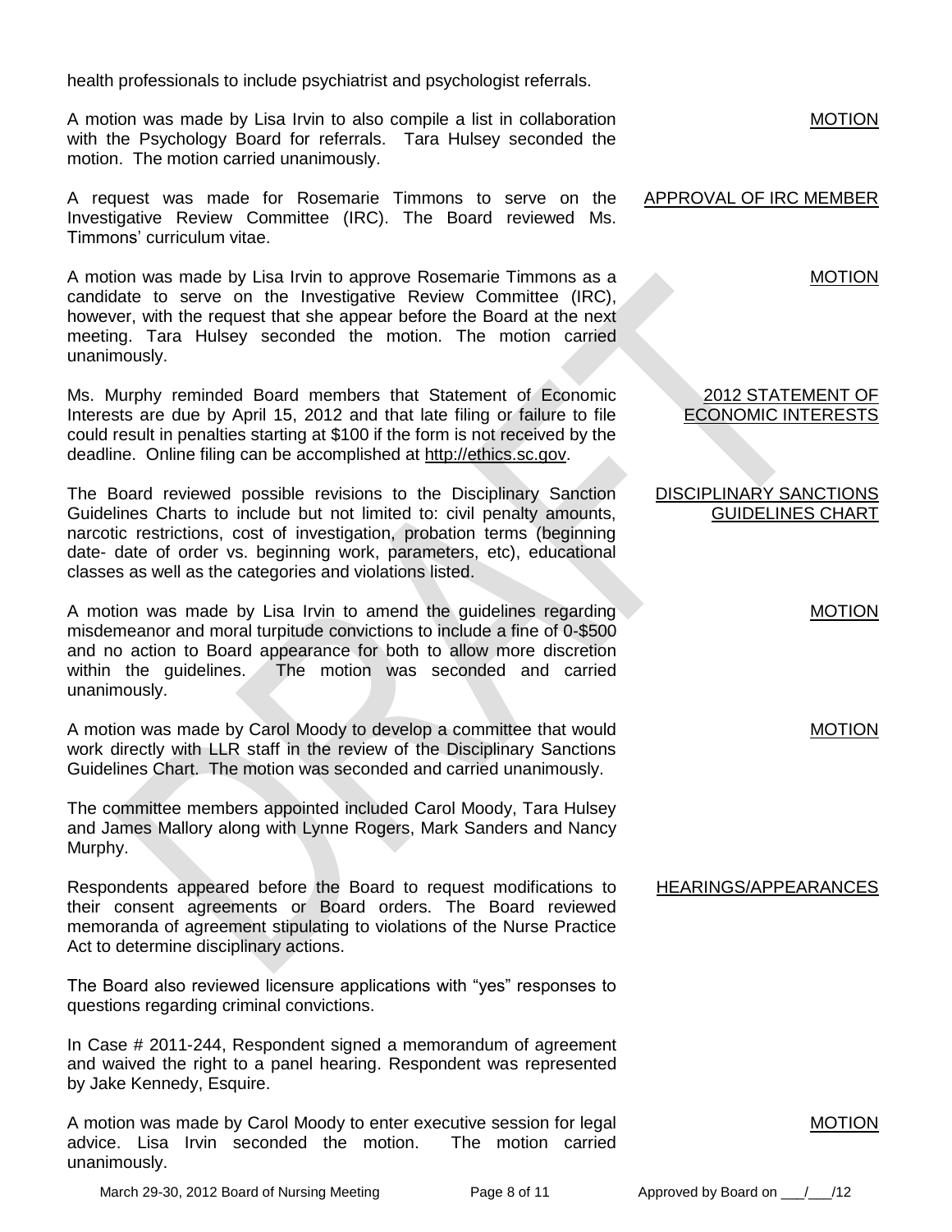health professionals to include psychiatrist and psychologist referrals.

**MOTION**

A motion was made by Lisa Irvin to also compile a list in collaboration with the Psychology Board for referrals. Tara Hulsey seconded the motion. The motion carried unanimously.

**APPROVAL OF IRC MEMBER**

A request was made for Rosemarie Timmons to serve on the Investigative Review Committee (IRC). The Board reviewed Ms. Timmons' curriculum vitae.

**MOTION**

A motion was made by Lisa Irvin to approve Rosemarie Timmons as a candidate to serve on the Investigative Review Committee (IRC), however, with the request that she appear before the Board at the next meeting. Tara Hulsey seconded the motion. The motion carried unanimously.

**2012 STATEMENT OF ECONOMIC INTERESTS**

Ms. Murphy reminded Board members that Statement of Economic Interests are due by April 15, 2012 and that late filing or failure to file could result in penalties starting at $100 if the form is not received by the deadline. Online filing can be accomplished at http://ethics.sc.gov.

**DISCIPLINARY SANCTIONS GUIDELINES CHART**

The Board reviewed possible revisions to the Disciplinary Sanction Guidelines Charts to include but not limited to: civil penalty amounts, narcotic restrictions, cost of investigation, probation terms (beginning date- date of order vs. beginning work, parameters, etc), educational classes as well as the categories and violations listed.

**MOTION**

A motion was made by Lisa Irvin to amend the guidelines regarding misdemeanor and moral turpitude convictions to include a fine of 0-$500 and no action to Board appearance for both to allow more discretion within the guidelines. The motion was seconded and carried unanimously.

**MOTION**

A motion was made by Carol Moody to develop a committee that would work directly with LLR staff in the review of the Disciplinary Sanctions Guidelines Chart. The motion was seconded and carried unanimously.

The committee members appointed included Carol Moody, Tara Hulsey and James Mallory along with Lynne Rogers, Mark Sanders and Nancy Murphy.

**HEARINGS/APPEARANCES**

Respondents appeared before the Board to request modifications to their consent agreements or Board orders. The Board reviewed memoranda of agreement stipulating to violations of the Nurse Practice Act to determine disciplinary actions.

The Board also reviewed licensure applications with "yes" responses to questions regarding criminal convictions.

In Case # 2011-244, Respondent signed a memorandum of agreement and waived the right to a panel hearing. Respondent was represented by Jake Kennedy, Esquire.

**MOTION**

A motion was made by Carol Moody to enter executive session for legal advice. Lisa Irvin seconded the motion. The motion carried unanimously.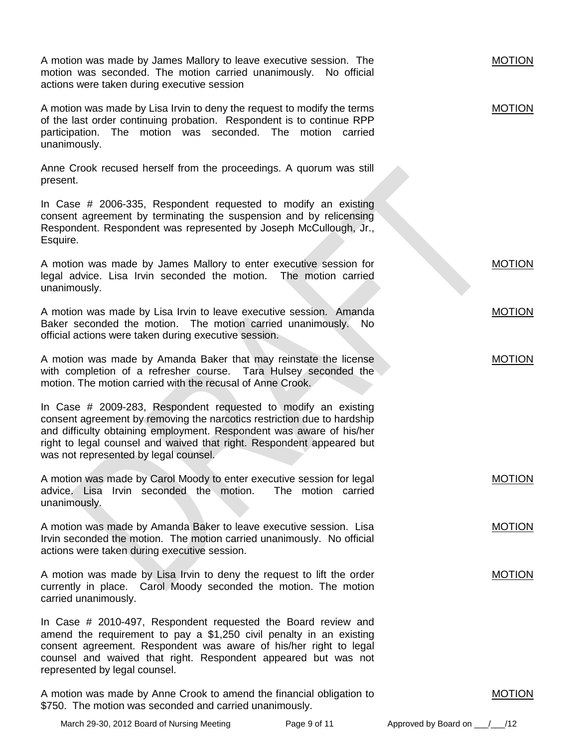A motion was made by James Mallory to leave executive session. The motion was seconded. The motion carried unanimously. No official actions were taken during executive session

MOTION

A motion was made by Lisa Irvin to deny the request to modify the terms of the last order continuing probation. Respondent is to continue RPP participation. The motion was seconded. The motion carried unanimously.

MOTION

Anne Crook recused herself from the proceedings. A quorum was still present.

In Case # 2006-335, Respondent requested to modify an existing consent agreement by terminating the suspension and by relicensing Respondent. Respondent was represented by Joseph McCullough, Jr., Esquire.

A motion was made by James Mallory to enter executive session for legal advice. Lisa Irvin seconded the motion. The motion carried unanimously.

MOTION

A motion was made by Lisa Irvin to leave executive session. Amanda Baker seconded the motion. The motion carried unanimously. No official actions were taken during executive session.

MOTION

A motion was made by Amanda Baker that may reinstate the license with completion of a refresher course. Tara Hulsey seconded the motion. The motion carried with the recusal of Anne Crook.

MOTION

In Case # 2009-283, Respondent requested to modify an existing consent agreement by removing the narcotics restriction due to hardship and difficulty obtaining employment. Respondent was aware of his/her right to legal counsel and waived that right. Respondent appeared but was not represented by legal counsel.

A motion was made by Carol Moody to enter executive session for legal advice. Lisa Irvin seconded the motion. The motion carried unanimously.

MOTION

A motion was made by Amanda Baker to leave executive session. Lisa Irvin seconded the motion. The motion carried unanimously. No official actions were taken during executive session.

MOTION

A motion was made by Lisa Irvin to deny the request to lift the order currently in place. Carol Moody seconded the motion. The motion carried unanimously.

MOTION

In Case # 2010-497, Respondent requested the Board review and amend the requirement to pay a $1,250 civil penalty in an existing consent agreement. Respondent was aware of his/her right to legal counsel and waived that right. Respondent appeared but was not represented by legal counsel.

A motion was made by Anne Crook to amend the financial obligation to $750. The motion was seconded and carried unanimously.

MOTION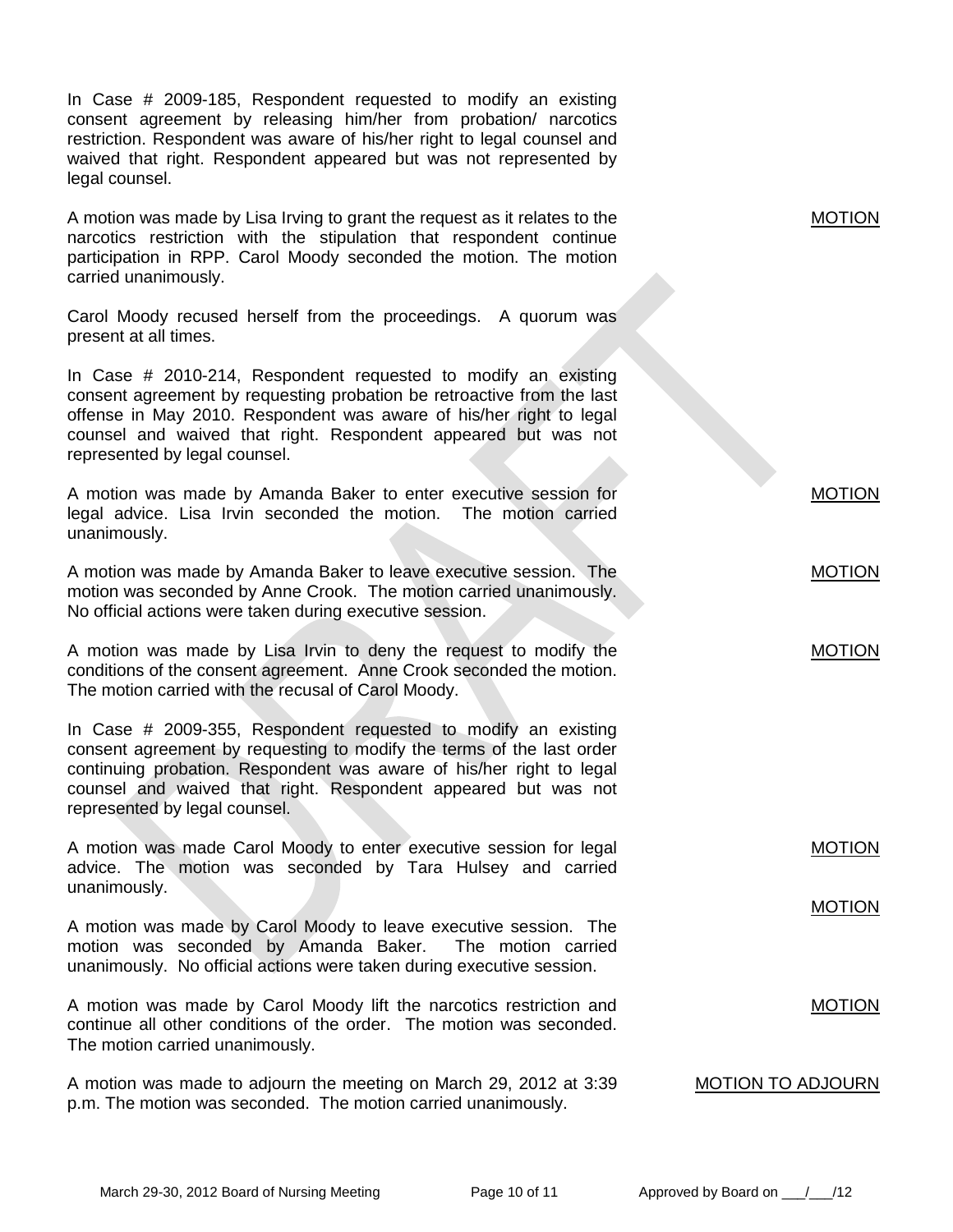In Case # 2009-185, Respondent requested to modify an existing consent agreement by releasing him/her from probation/ narcotics restriction. Respondent was aware of his/her right to legal counsel and waived that right. Respondent appeared but was not represented by legal counsel.

A motion was made by Lisa Irving to grant the request as it relates to the narcotics restriction with the stipulation that respondent continue participation in RPP. Carol Moody seconded the motion. The motion carried unanimously.

<u>MOTION</u>

Carol Moody recused herself from the proceedings. A quorum was present at all times.

In Case # 2010-214, Respondent requested to modify an existing consent agreement by requesting probation be retroactive from the last offense in May 2010. Respondent was aware of his/her right to legal counsel and waived that right. Respondent appeared but was not represented by legal counsel.

A motion was made by Amanda Baker to enter executive session for legal advice. Lisa Irvin seconded the motion. The motion carried unanimously.

<u>MOTION</u>

A motion was made by Amanda Baker to leave executive session. The motion was seconded by Anne Crook. The motion carried unanimously. No official actions were taken during executive session.

<u>MOTION</u>

A motion was made by Lisa Irvin to deny the request to modify the conditions of the consent agreement. Anne Crook seconded the motion. The motion carried with the recusal of Carol Moody.

<u>MOTION</u>

In Case # 2009-355, Respondent requested to modify an existing consent agreement by requesting to modify the terms of the last order continuing probation. Respondent was aware of his/her right to legal counsel and waived that right. Respondent appeared but was not represented by legal counsel.

A motion was made Carol Moody to enter executive session for legal advice. The motion was seconded by Tara Hulsey and carried unanimously.

<u>MOTION</u>

A motion was made by Carol Moody to leave executive session. The motion was seconded by Amanda Baker. The motion carried unanimously. No official actions were taken during executive session.

<u>MOTION</u>

A motion was made by Carol Moody lift the narcotics restriction and continue all other conditions of the order. The motion was seconded. The motion carried unanimously.

<u>MOTION</u>

A motion was made to adjourn the meeting on March 29, 2012 at 3:39 p.m. The motion was seconded. The motion carried unanimously.

<u>MOTION TO ADJOURN</u>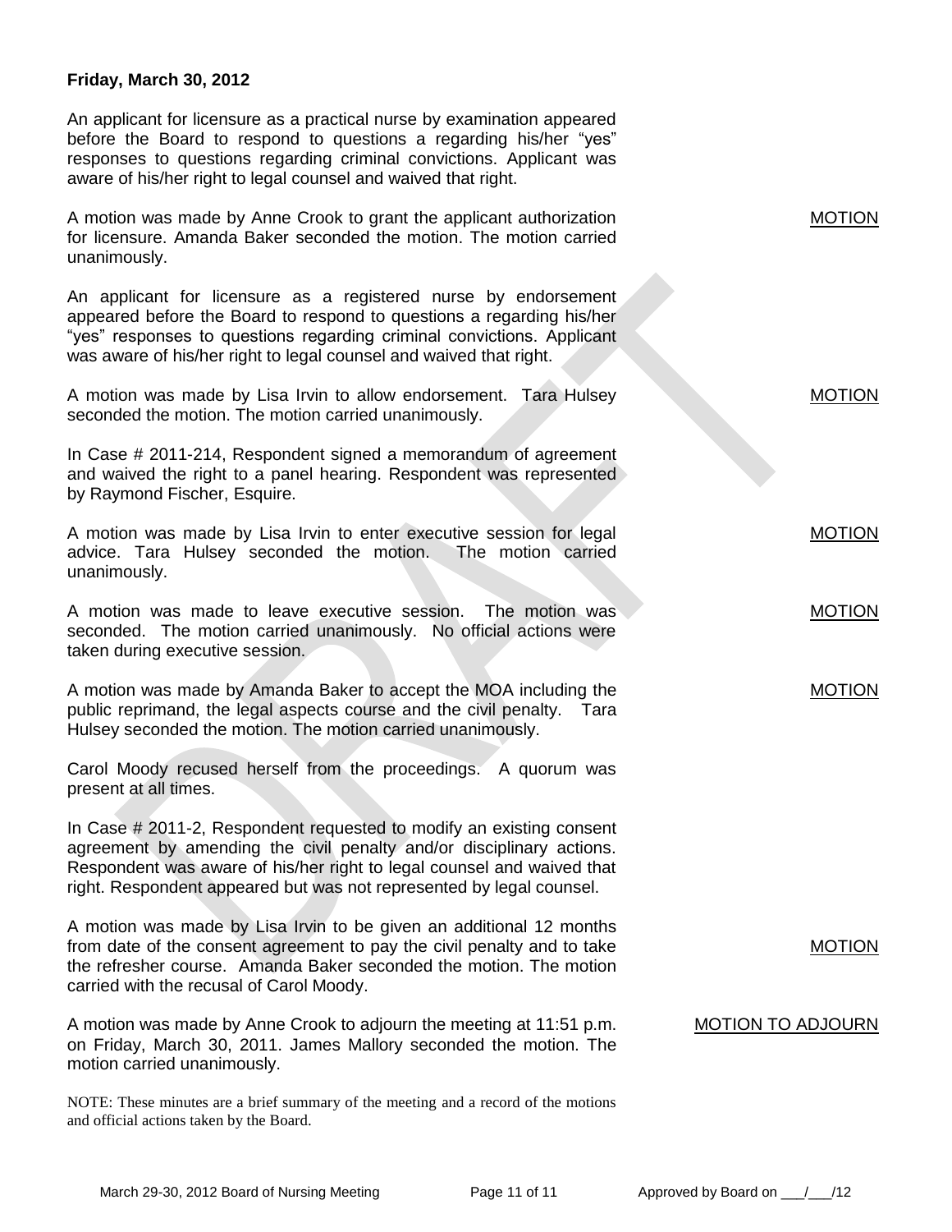**Friday, March 30, 2012**

An applicant for licensure as a practical nurse by examination appeared before the Board to respond to questions a regarding his/her "yes" responses to questions regarding criminal convictions. Applicant was aware of his/her right to legal counsel and waived that right.

MOTION

A motion was made by Anne Crook to grant the applicant authorization for licensure. Amanda Baker seconded the motion. The motion carried unanimously.

An applicant for licensure as a registered nurse by endorsement appeared before the Board to respond to questions a regarding his/her "yes" responses to questions regarding criminal convictions. Applicant was aware of his/her right to legal counsel and waived that right.

MOTION

A motion was made by Lisa Irvin to allow endorsement. Tara Hulsey seconded the motion. The motion carried unanimously.

In Case # 2011-214, Respondent signed a memorandum of agreement and waived the right to a panel hearing. Respondent was represented by Raymond Fischer, Esquire.

MOTION

A motion was made by Lisa Irvin to enter executive session for legal advice. Tara Hulsey seconded the motion. The motion carried unanimously.

MOTION

A motion was made to leave executive session. The motion was seconded. The motion carried unanimously. No official actions were taken during executive session.

MOTION

A motion was made by Amanda Baker to accept the MOA including the public reprimand, the legal aspects course and the civil penalty. Tara Hulsey seconded the motion. The motion carried unanimously.

Carol Moody recused herself from the proceedings. A quorum was present at all times.

In Case # 2011-2, Respondent requested to modify an existing consent agreement by amending the civil penalty and/or disciplinary actions. Respondent was aware of his/her right to legal counsel and waived that right. Respondent appeared but was not represented by legal counsel.

MOTION

A motion was made by Lisa Irvin to be given an additional 12 months from date of the consent agreement to pay the civil penalty and to take the refresher course. Amanda Baker seconded the motion. The motion carried with the recusal of Carol Moody.

MOTION TO ADJOURN

A motion was made by Anne Crook to adjourn the meeting at 11:51 p.m. on Friday, March 30, 2011. James Mallory seconded the motion. The motion carried unanimously.

NOTE: These minutes are a brief summary of the meeting and a record of the motions and official actions taken by the Board.